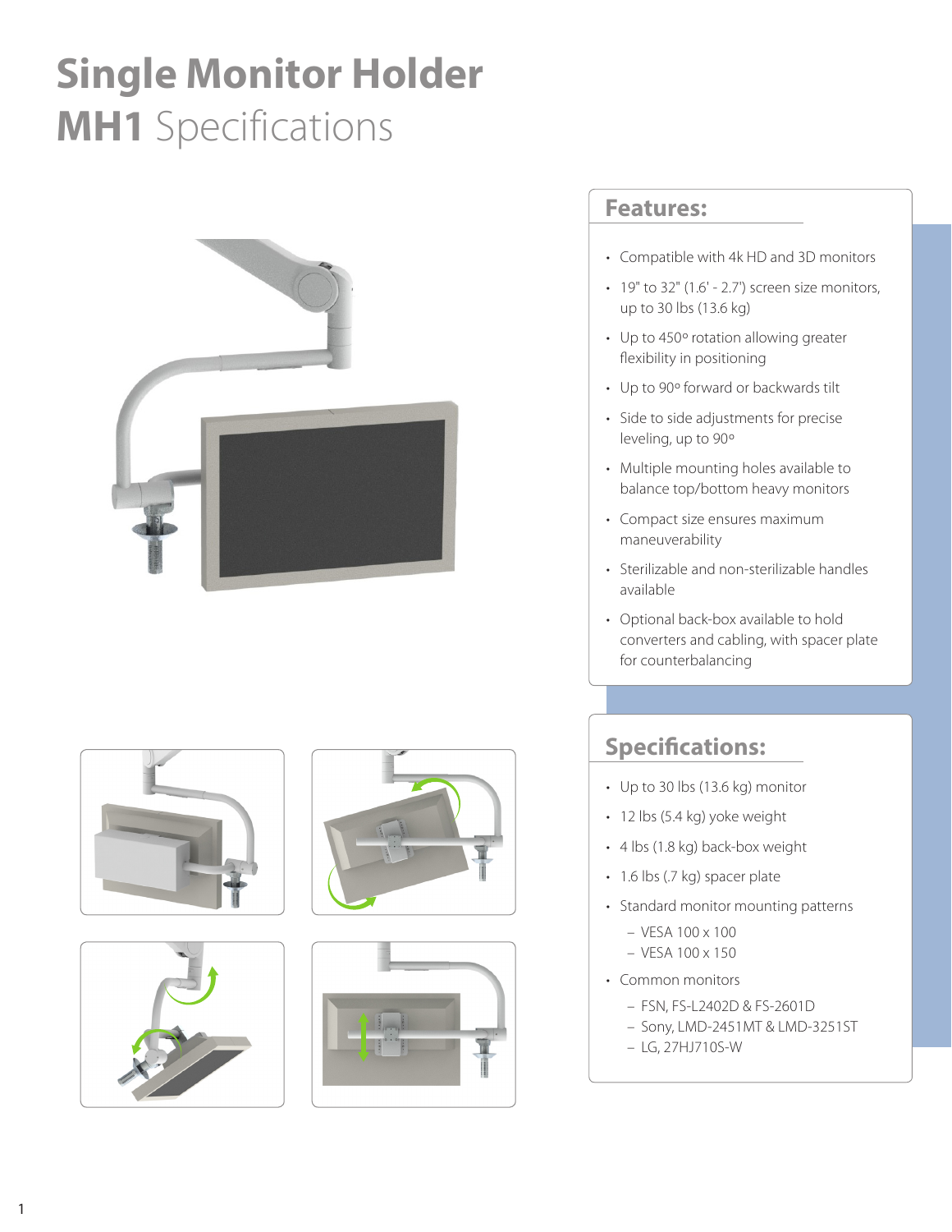# Single Monitor Holder
# **MH1** Specifications

## Features:

- Compatible with 4k HD and 3D monitors
- 19" to 32" (1.6' - 2.7') screen size monitors, up to 30 lbs (13.6 kg)
- Up to 450º rotation allowing greater flexibility in positioning
- Up to 90º forward or backwards tilt
- Side to side adjustments for precise leveling, up to 90º
- Multiple mounting holes available to balance top/bottom heavy monitors
- Compact size ensures maximum maneuverability
- Sterilizable and non-sterilizable handles available
- Optional back-box available to hold converters and cabling, with spacer plate for counterbalancing

## Specifications:

- Up to 30 lbs (13.6 kg) monitor
- 12 lbs (5.4 kg) yoke weight
- 4 lbs (1.8 kg) back-box weight
- 1.6 lbs (.7 kg) spacer plate
- Standard monitor mounting patterns
  - VESA 100 x 100
  - VESA 100 x 150
- Common monitors
  - FSN, FS-L2402D & FS-2601D
  - Sony, LMD-2451MT & LMD-3251ST
  - LG, 27HJ710S-W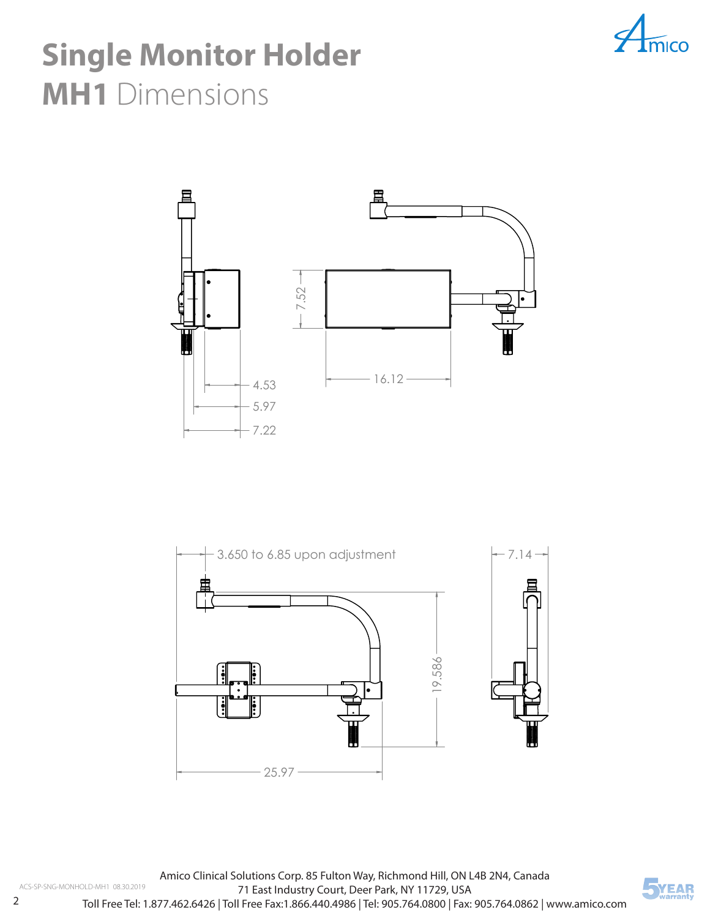# Single Monitor Holder

## **MH1** Dimensions

7.52

16.12

4.53

5.97

7.22

3.650 to 6.85 upon adjustment

7.14

19.586

25.97

ACS-SP-SNG-MONHOLD-MH1 08.30.2019

Amico Clinical Solutions Corp. 85 Fulton Way, Richmond Hill, ON L4B 2N4, Canada
71 East Industry Court, Deer Park, NY 11729, USA
Toll Free Tel: 1.877.462.6426 | Toll Free Fax:1.866.440.4986 | Tel: 905.764.0800 | Fax: 905.764.0862 | www.amico.com